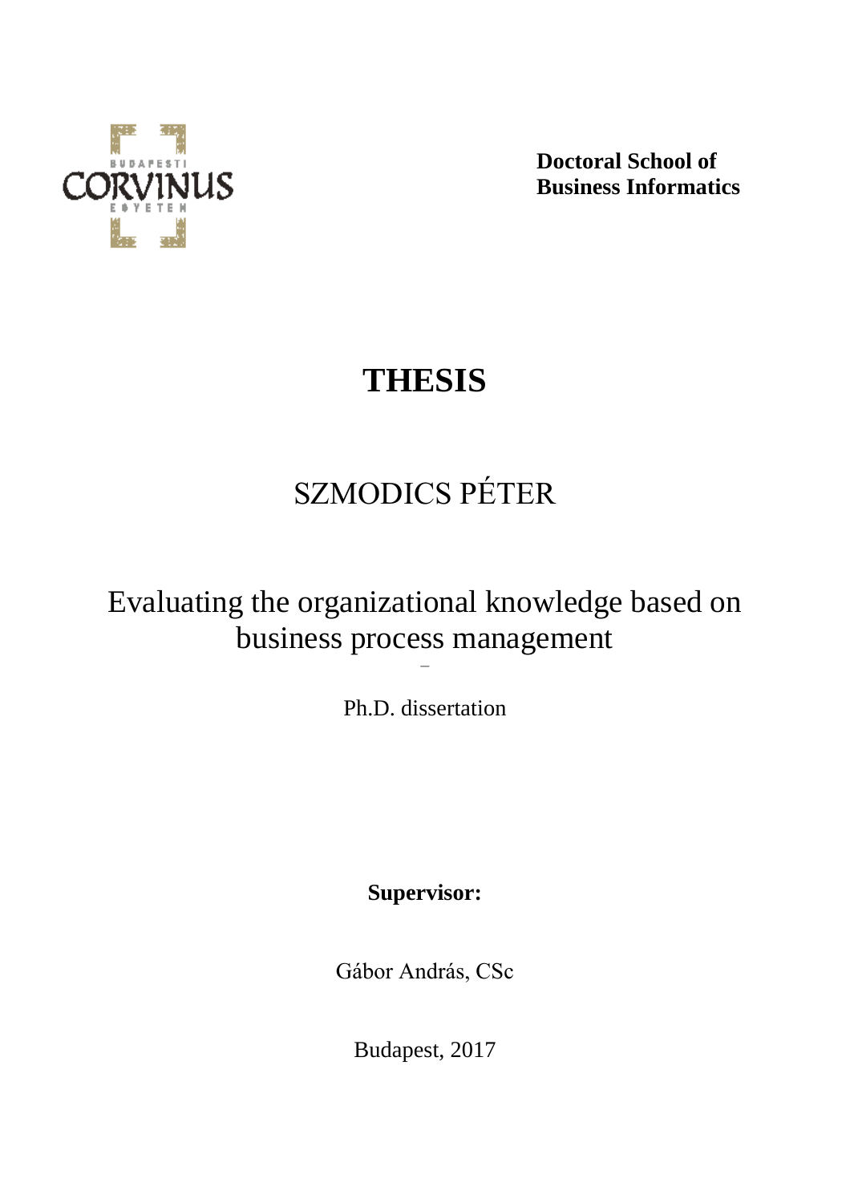**Doctoral School of Business Informatics**

# THESIS

SZMODICS PÉTER

Evaluating the organizational knowledge based on business process management

–

Ph.D. dissertation

**Supervisor:**

Gábor András, CSc

Budapest, 2017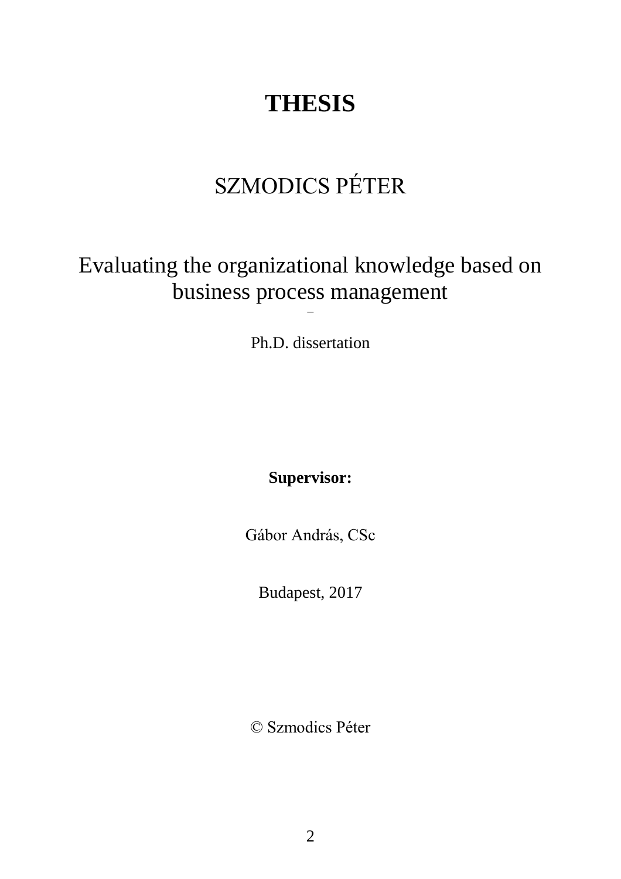# THESIS

SZMODICS PÉTER

Evaluating the organizational knowledge based on business process management

–

Ph.D. dissertation

**Supervisor:**

Gábor András, CSc

Budapest, 2017

© Szmodics Péter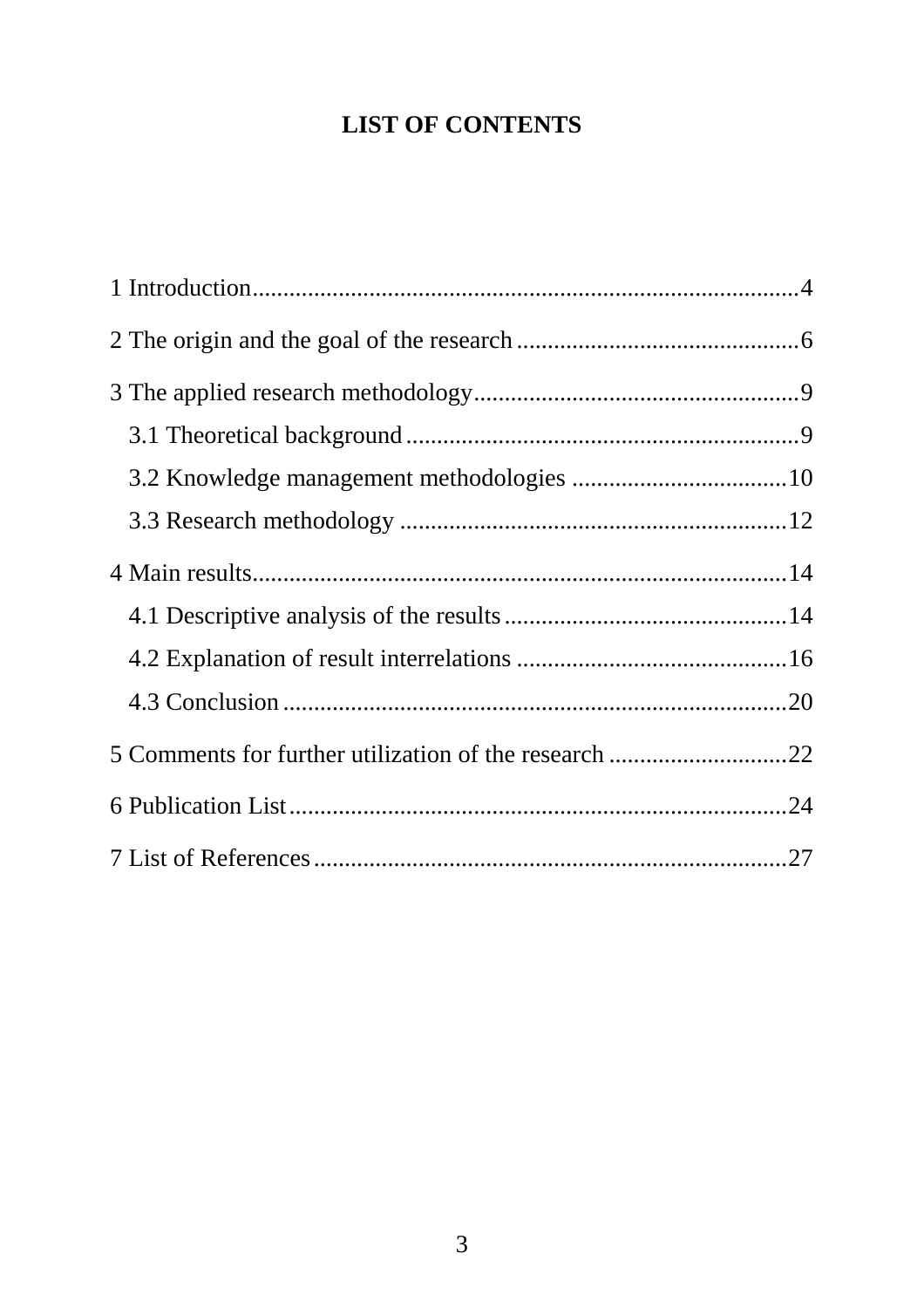# LIST OF CONTENTS

1 Introduction........................................................................................4

2 The origin and the goal of the research..............................................6

3 The applied research methodology.....................................................9

- 3.1 Theoretical background................................................................9
- 3.2 Knowledge management methodologies ...................................10
- 3.3 Research methodology ...............................................................12

4 Main results.......................................................................................14

- 4.1 Descriptive analysis of the results..............................................14
- 4.2 Explanation of result interrelations ............................................16
- 4.3 Conclusion ..................................................................................20

5 Comments for further utilization of the research .............................22

6 Publication List.................................................................................24

7 List of References.............................................................................27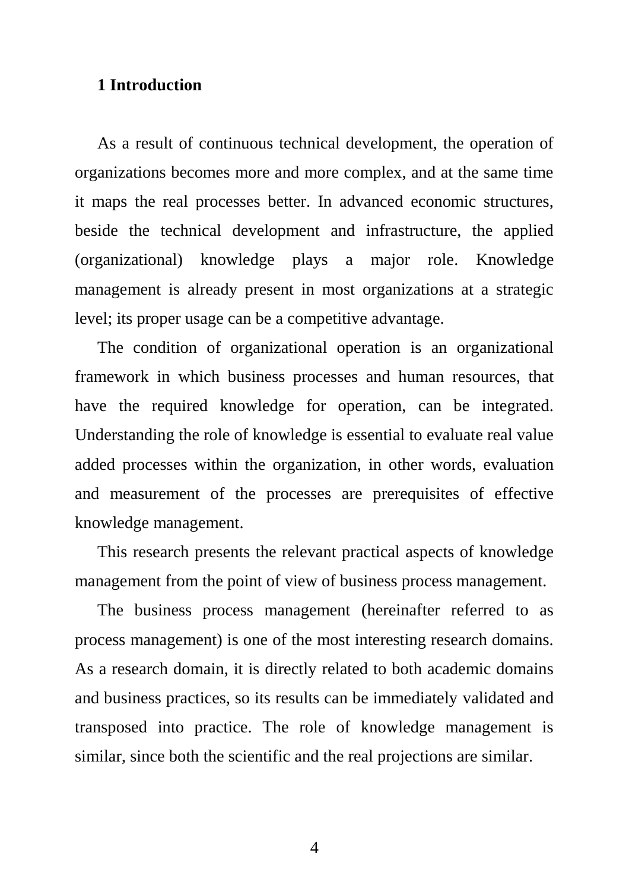# 1 Introduction

As a result of continuous technical development, the operation of organizations becomes more and more complex, and at the same time it maps the real processes better. In advanced economic structures, beside the technical development and infrastructure, the applied (organizational) knowledge plays a major role. Knowledge management is already present in most organizations at a strategic level; its proper usage can be a competitive advantage.

The condition of organizational operation is an organizational framework in which business processes and human resources, that have the required knowledge for operation, can be integrated. Understanding the role of knowledge is essential to evaluate real value added processes within the organization, in other words, evaluation and measurement of the processes are prerequisites of effective knowledge management.

This research presents the relevant practical aspects of knowledge management from the point of view of business process management.

The business process management (hereinafter referred to as process management) is one of the most interesting research domains. As a research domain, it is directly related to both academic domains and business practices, so its results can be immediately validated and transposed into practice. The role of knowledge management is similar, since both the scientific and the real projections are similar.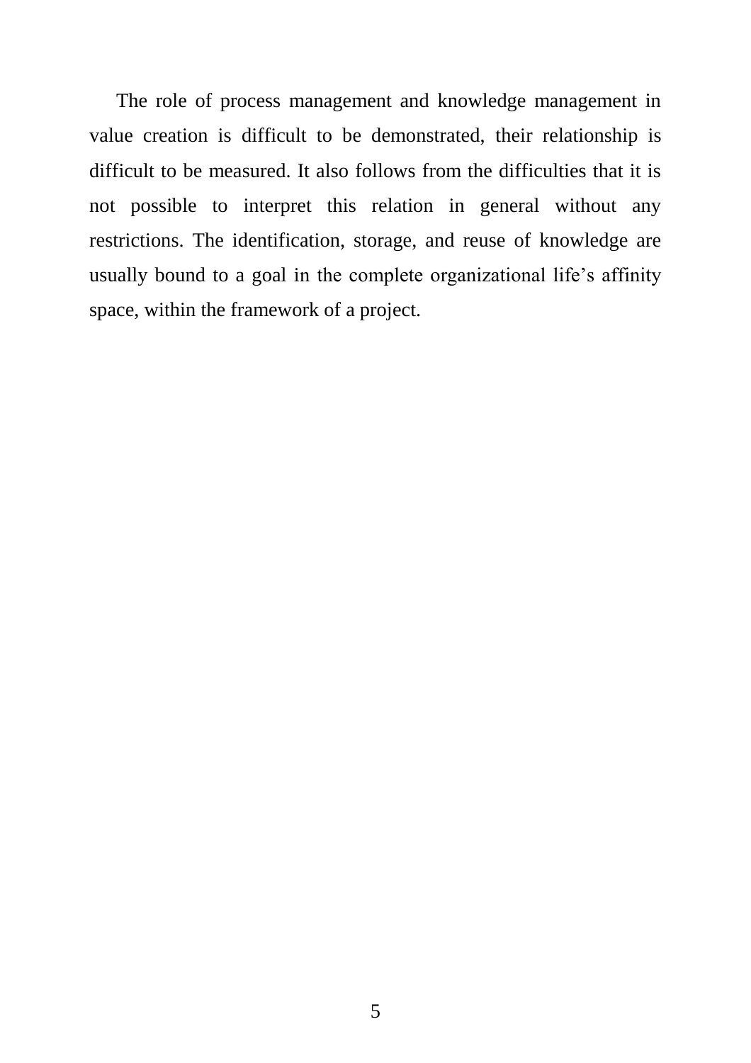The role of process management and knowledge management in value creation is difficult to be demonstrated, their relationship is difficult to be measured. It also follows from the difficulties that it is not possible to interpret this relation in general without any restrictions. The identification, storage, and reuse of knowledge are usually bound to a goal in the complete organizational life's affinity space, within the framework of a project.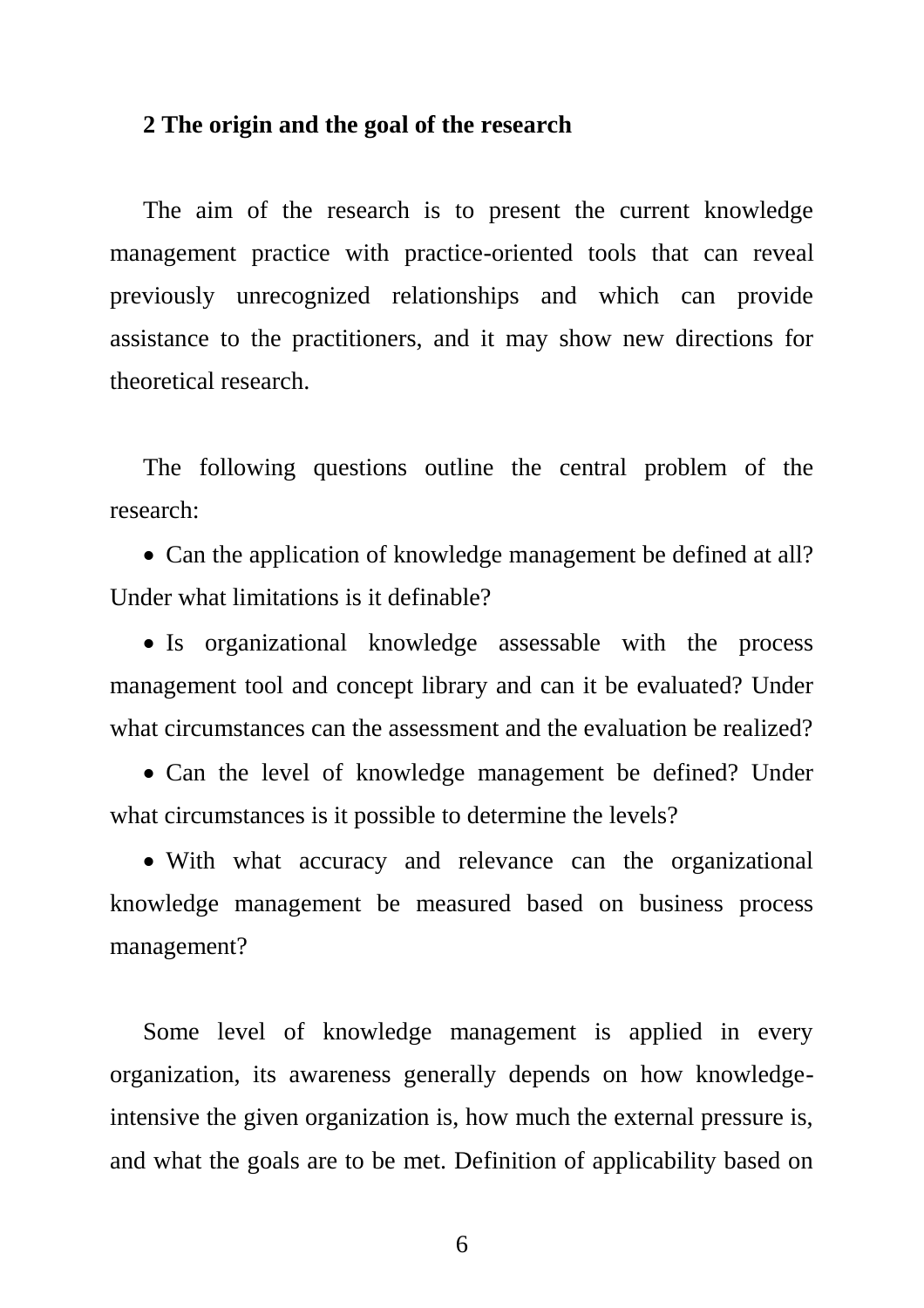## 2 The origin and the goal of the research

The aim of the research is to present the current knowledge management practice with practice-oriented tools that can reveal previously unrecognized relationships and which can provide assistance to the practitioners, and it may show new directions for theoretical research.

The following questions outline the central problem of the research:

- Can the application of knowledge management be defined at all? Under what limitations is it definable?
- Is organizational knowledge assessable with the process management tool and concept library and can it be evaluated? Under what circumstances can the assessment and the evaluation be realized?
- Can the level of knowledge management be defined? Under what circumstances is it possible to determine the levels?
- With what accuracy and relevance can the organizational knowledge management be measured based on business process management?

Some level of knowledge management is applied in every organization, its awareness generally depends on how knowledge-intensive the given organization is, how much the external pressure is, and what the goals are to be met. Definition of applicability based on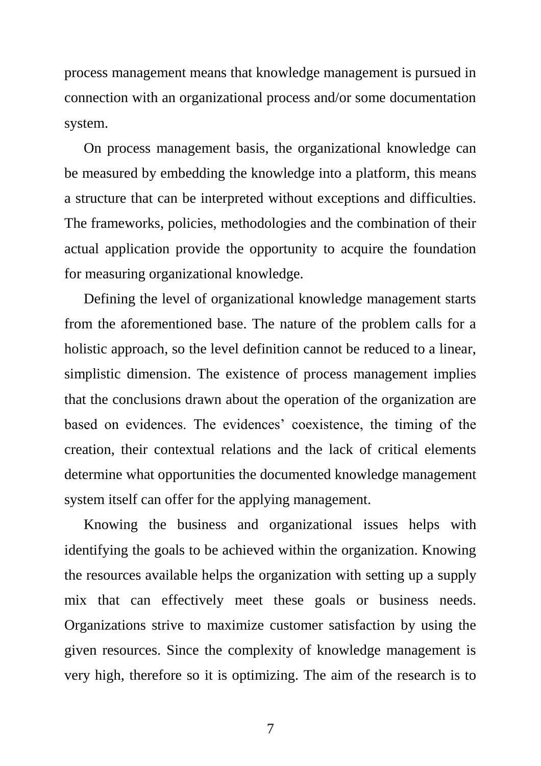process management means that knowledge management is pursued in connection with an organizational process and/or some documentation system.

On process management basis, the organizational knowledge can be measured by embedding the knowledge into a platform, this means a structure that can be interpreted without exceptions and difficulties. The frameworks, policies, methodologies and the combination of their actual application provide the opportunity to acquire the foundation for measuring organizational knowledge.

Defining the level of organizational knowledge management starts from the aforementioned base. The nature of the problem calls for a holistic approach, so the level definition cannot be reduced to a linear, simplistic dimension. The existence of process management implies that the conclusions drawn about the operation of the organization are based on evidences. The evidences' coexistence, the timing of the creation, their contextual relations and the lack of critical elements determine what opportunities the documented knowledge management system itself can offer for the applying management.

Knowing the business and organizational issues helps with identifying the goals to be achieved within the organization. Knowing the resources available helps the organization with setting up a supply mix that can effectively meet these goals or business needs. Organizations strive to maximize customer satisfaction by using the given resources. Since the complexity of knowledge management is very high, therefore so it is optimizing. The aim of the research is to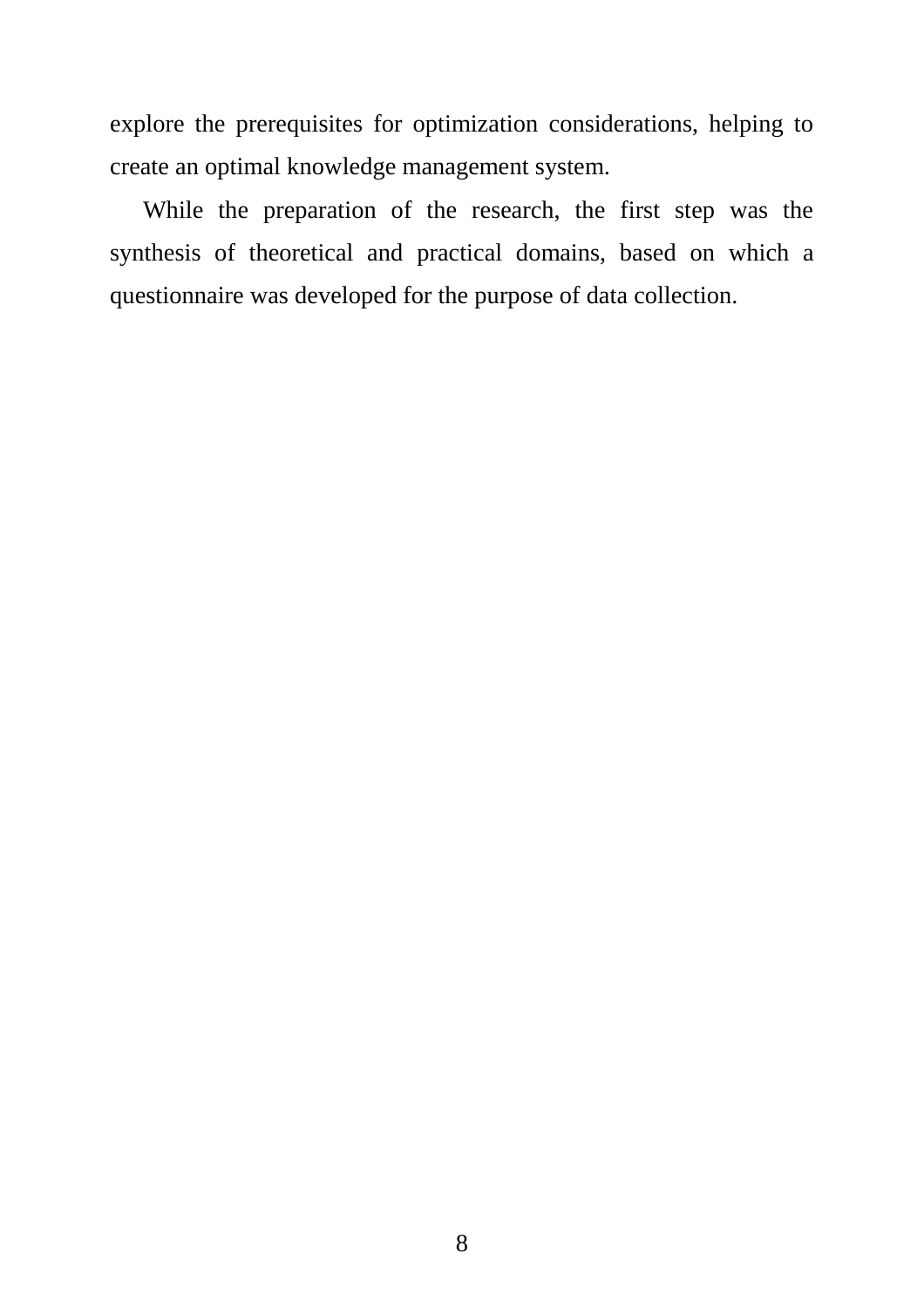explore the prerequisites for optimization considerations, helping to create an optimal knowledge management system.

While the preparation of the research, the first step was the synthesis of theoretical and practical domains, based on which a questionnaire was developed for the purpose of data collection.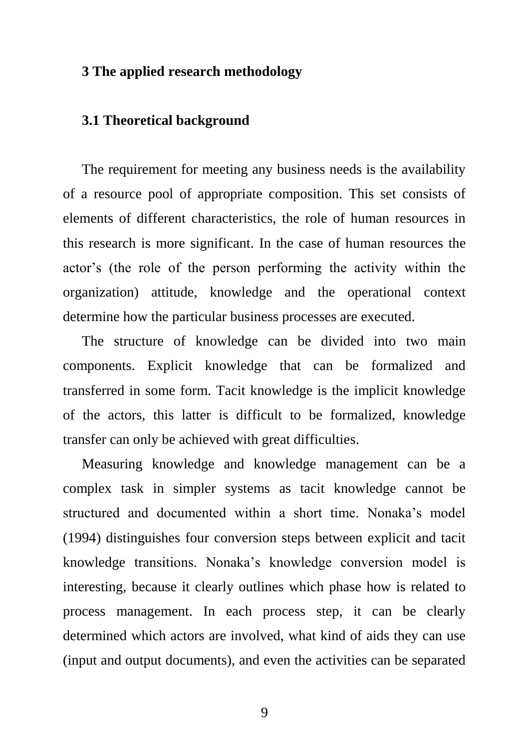## 3 The applied research methodology

### 3.1 Theoretical background

The requirement for meeting any business needs is the availability of a resource pool of appropriate composition. This set consists of elements of different characteristics, the role of human resources in this research is more significant. In the case of human resources the actor's (the role of the person performing the activity within the organization) attitude, knowledge and the operational context determine how the particular business processes are executed.

The structure of knowledge can be divided into two main components. Explicit knowledge that can be formalized and transferred in some form. Tacit knowledge is the implicit knowledge of the actors, this latter is difficult to be formalized, knowledge transfer can only be achieved with great difficulties.

Measuring knowledge and knowledge management can be a complex task in simpler systems as tacit knowledge cannot be structured and documented within a short time. Nonaka's model (1994) distinguishes four conversion steps between explicit and tacit knowledge transitions. Nonaka's knowledge conversion model is interesting, because it clearly outlines which phase how is related to process management. In each process step, it can be clearly determined which actors are involved, what kind of aids they can use (input and output documents), and even the activities can be separated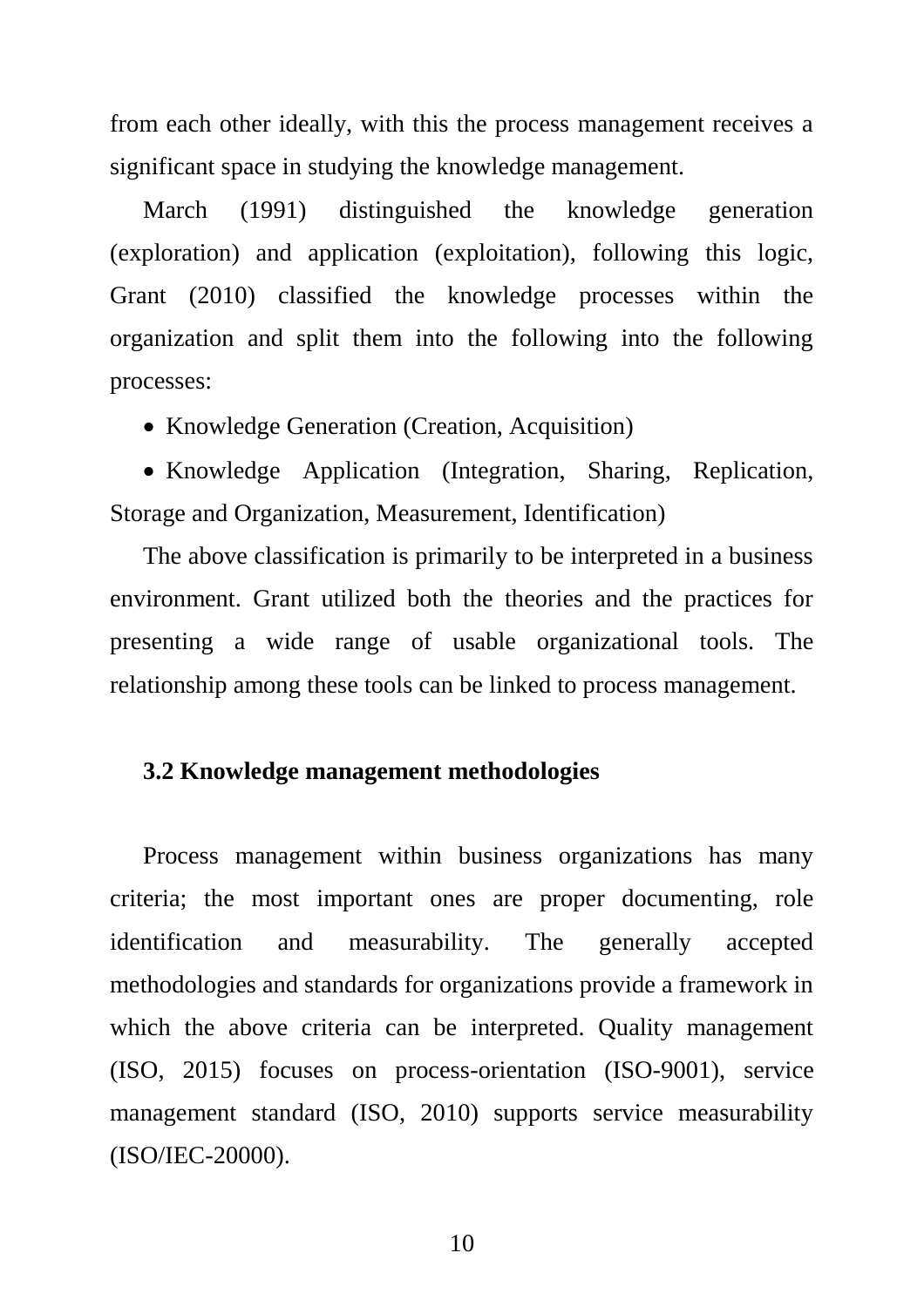from each other ideally, with this the process management receives a significant space in studying the knowledge management.

March (1991) distinguished the knowledge generation (exploration) and application (exploitation), following this logic, Grant (2010) classified the knowledge processes within the organization and split them into the following into the following processes:

- Knowledge Generation (Creation, Acquisition)
- Knowledge Application (Integration, Sharing, Replication, Storage and Organization, Measurement, Identification)

The above classification is primarily to be interpreted in a business environment. Grant utilized both the theories and the practices for presenting a wide range of usable organizational tools. The relationship among these tools can be linked to process management.

## 3.2 Knowledge management methodologies

Process management within business organizations has many criteria; the most important ones are proper documenting, role identification and measurability. The generally accepted methodologies and standards for organizations provide a framework in which the above criteria can be interpreted. Quality management (ISO, 2015) focuses on process-orientation (ISO-9001), service management standard (ISO, 2010) supports service measurability (ISO/IEC-20000).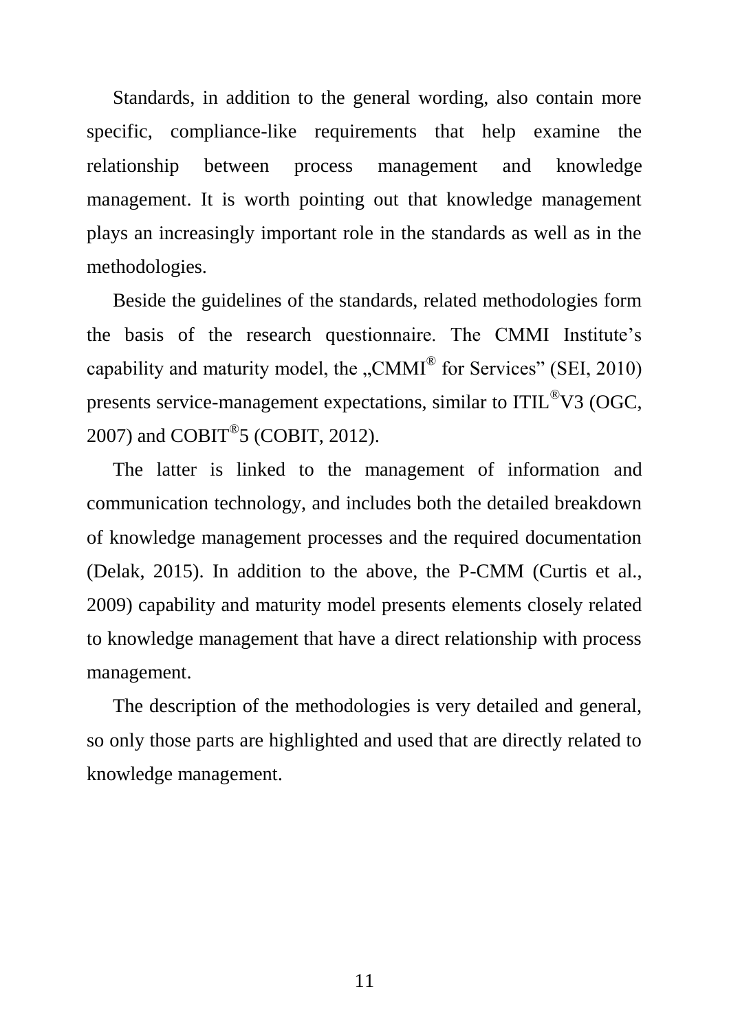Standards, in addition to the general wording, also contain more specific, compliance-like requirements that help examine the relationship between process management and knowledge management. It is worth pointing out that knowledge management plays an increasingly important role in the standards as well as in the methodologies.

Beside the guidelines of the standards, related methodologies form the basis of the research questionnaire. The CMMI Institute's capability and maturity model, the „CMMI® for Services" (SEI, 2010) presents service-management expectations, similar to ITIL®V3 (OGC, 2007) and COBIT®5 (COBIT, 2012).

The latter is linked to the management of information and communication technology, and includes both the detailed breakdown of knowledge management processes and the required documentation (Delak, 2015). In addition to the above, the P-CMM (Curtis et al., 2009) capability and maturity model presents elements closely related to knowledge management that have a direct relationship with process management.

The description of the methodologies is very detailed and general, so only those parts are highlighted and used that are directly related to knowledge management.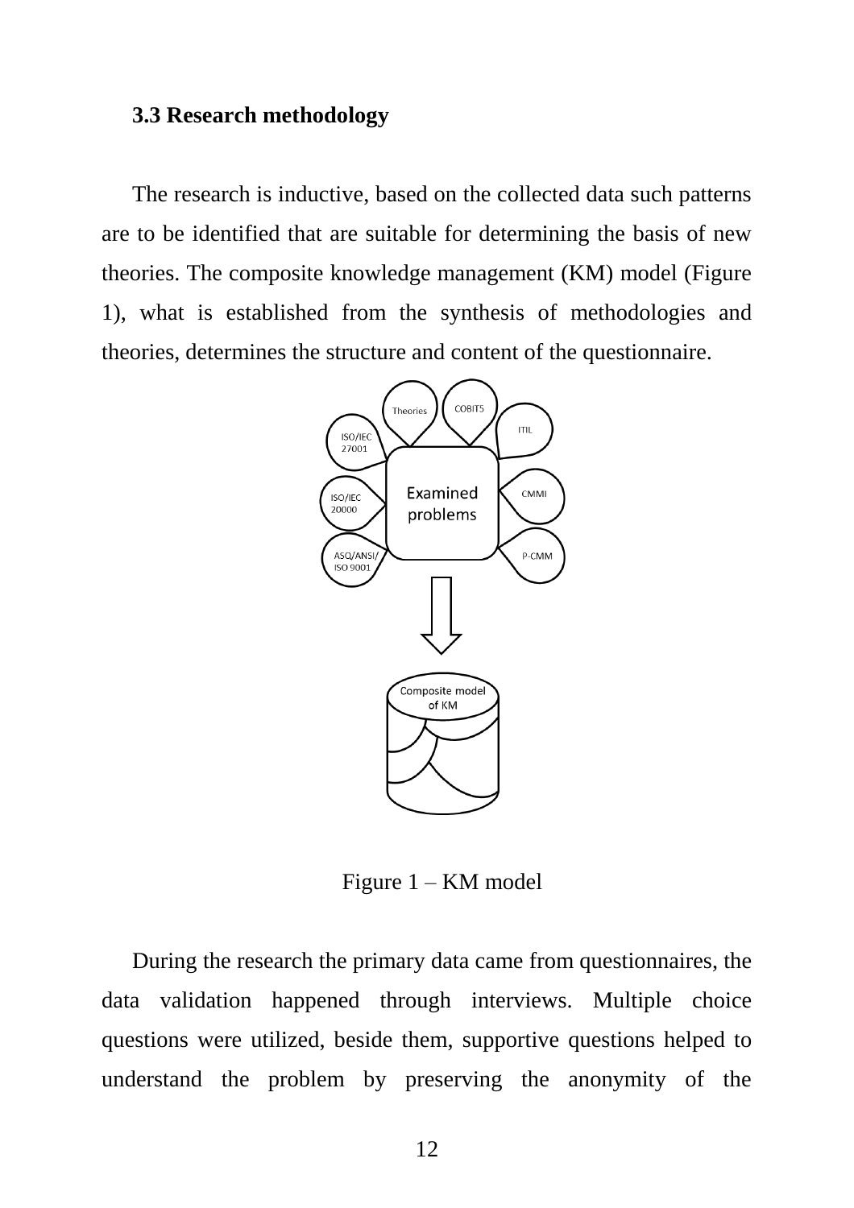### 3.3 Research methodology

The research is inductive, based on the collected data such patterns are to be identified that are suitable for determining the basis of new theories. The composite knowledge management (KM) model (Figure 1), what is established from the synthesis of methodologies and theories, determines the structure and content of the questionnaire.

Figure 1 – KM model

During the research the primary data came from questionnaires, the data validation happened through interviews. Multiple choice questions were utilized, beside them, supportive questions helped to understand the problem by preserving the anonymity of the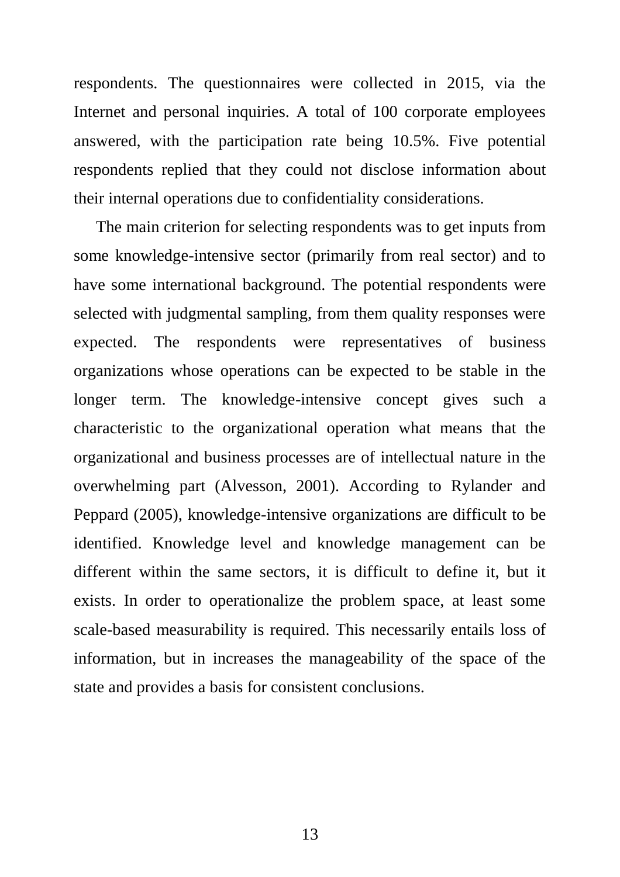respondents. The questionnaires were collected in 2015, via the Internet and personal inquiries. A total of 100 corporate employees answered, with the participation rate being 10.5%. Five potential respondents replied that they could not disclose information about their internal operations due to confidentiality considerations.

The main criterion for selecting respondents was to get inputs from some knowledge-intensive sector (primarily from real sector) and to have some international background. The potential respondents were selected with judgmental sampling, from them quality responses were expected. The respondents were representatives of business organizations whose operations can be expected to be stable in the longer term. The knowledge-intensive concept gives such a characteristic to the organizational operation what means that the organizational and business processes are of intellectual nature in the overwhelming part (Alvesson, 2001). According to Rylander and Peppard (2005), knowledge-intensive organizations are difficult to be identified. Knowledge level and knowledge management can be different within the same sectors, it is difficult to define it, but it exists. In order to operationalize the problem space, at least some scale-based measurability is required. This necessarily entails loss of information, but in increases the manageability of the space of the state and provides a basis for consistent conclusions.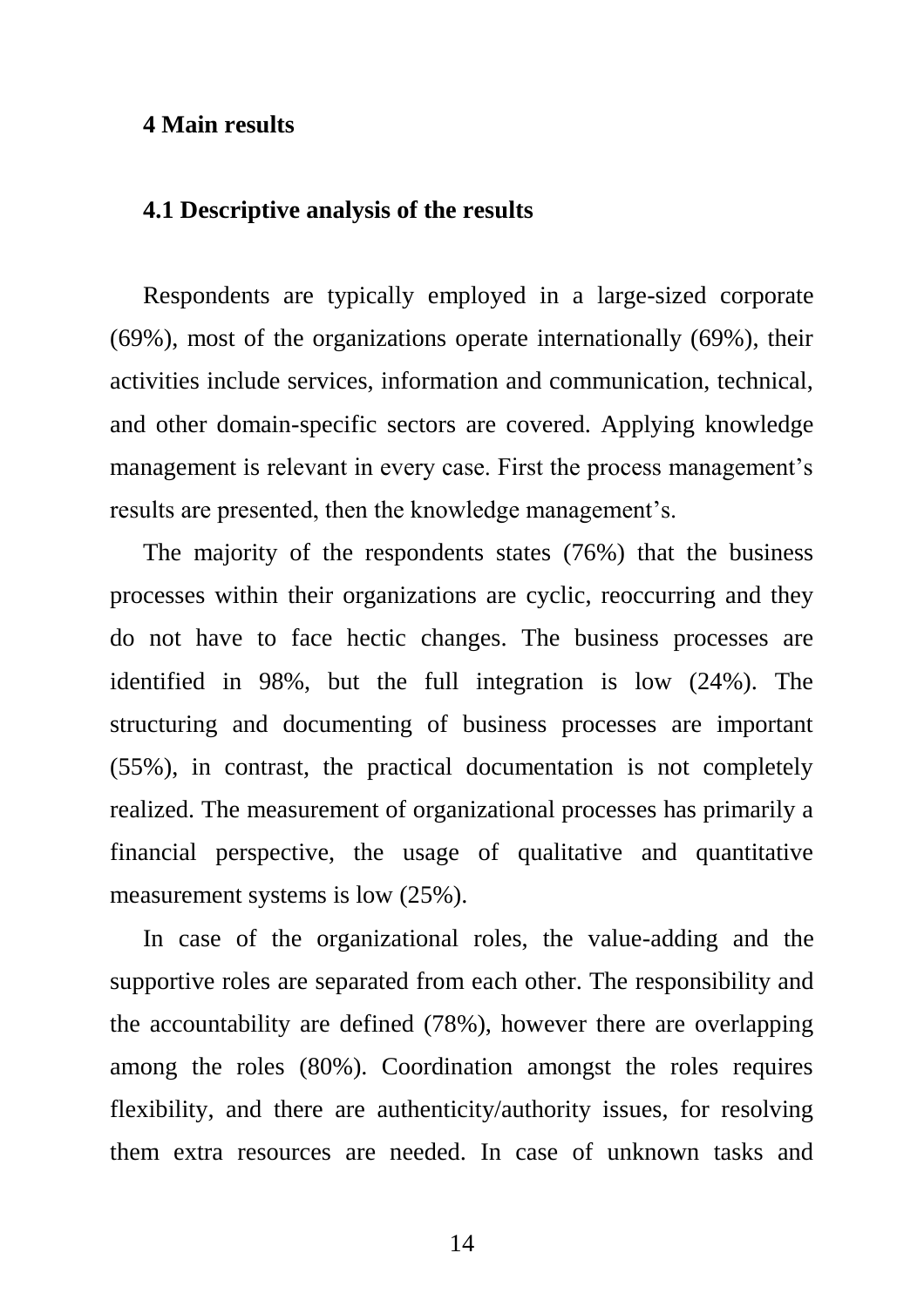# 4 Main results

## 4.1 Descriptive analysis of the results

Respondents are typically employed in a large-sized corporate (69%), most of the organizations operate internationally (69%), their activities include services, information and communication, technical, and other domain-specific sectors are covered. Applying knowledge management is relevant in every case. First the process management's results are presented, then the knowledge management's.

The majority of the respondents states (76%) that the business processes within their organizations are cyclic, reoccurring and they do not have to face hectic changes. The business processes are identified in 98%, but the full integration is low (24%). The structuring and documenting of business processes are important (55%), in contrast, the practical documentation is not completely realized. The measurement of organizational processes has primarily a financial perspective, the usage of qualitative and quantitative measurement systems is low (25%).

In case of the organizational roles, the value-adding and the supportive roles are separated from each other. The responsibility and the accountability are defined (78%), however there are overlapping among the roles (80%). Coordination amongst the roles requires flexibility, and there are authenticity/authority issues, for resolving them extra resources are needed. In case of unknown tasks and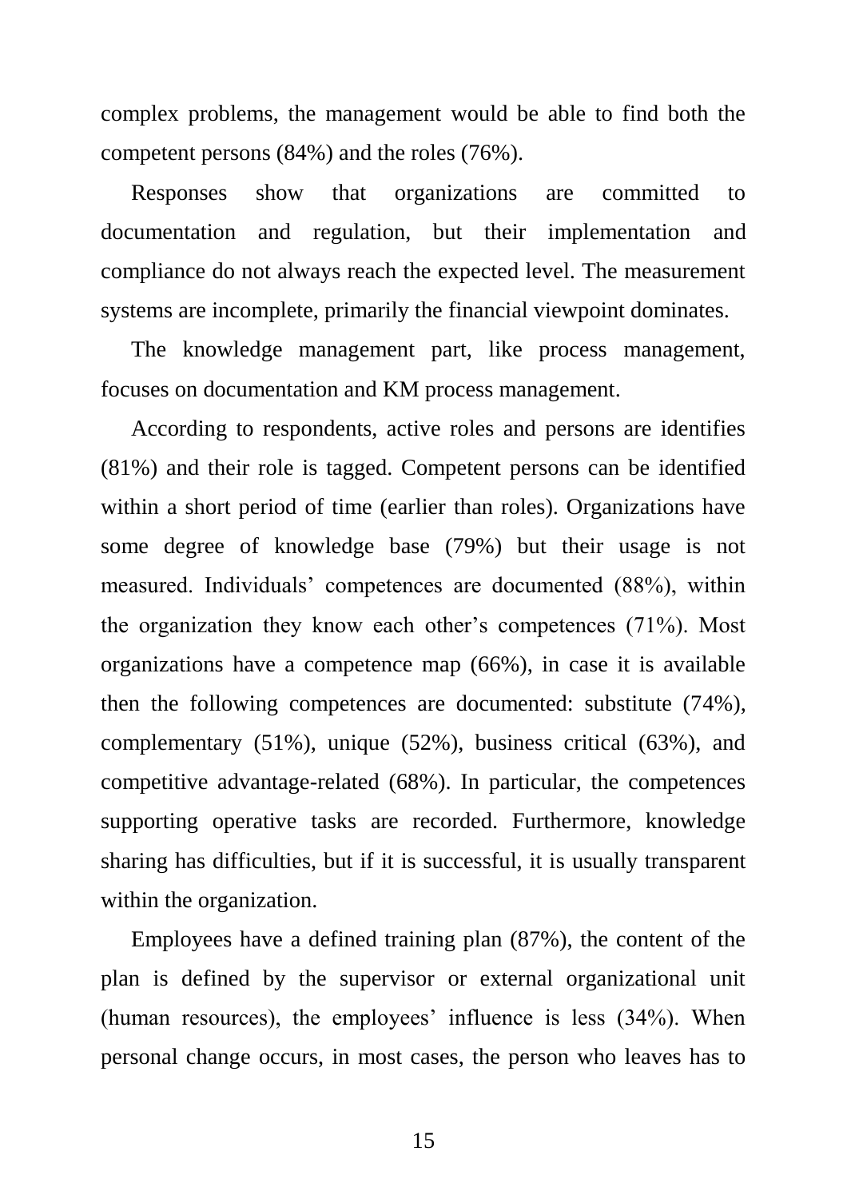complex problems, the management would be able to find both the competent persons (84%) and the roles (76%).

Responses show that organizations are committed to documentation and regulation, but their implementation and compliance do not always reach the expected level. The measurement systems are incomplete, primarily the financial viewpoint dominates.

The knowledge management part, like process management, focuses on documentation and KM process management.

According to respondents, active roles and persons are identifies (81%) and their role is tagged. Competent persons can be identified within a short period of time (earlier than roles). Organizations have some degree of knowledge base (79%) but their usage is not measured. Individuals' competences are documented (88%), within the organization they know each other's competences (71%). Most organizations have a competence map (66%), in case it is available then the following competences are documented: substitute (74%), complementary (51%), unique (52%), business critical (63%), and competitive advantage-related (68%). In particular, the competences supporting operative tasks are recorded. Furthermore, knowledge sharing has difficulties, but if it is successful, it is usually transparent within the organization.

Employees have a defined training plan (87%), the content of the plan is defined by the supervisor or external organizational unit (human resources), the employees' influence is less (34%). When personal change occurs, in most cases, the person who leaves has to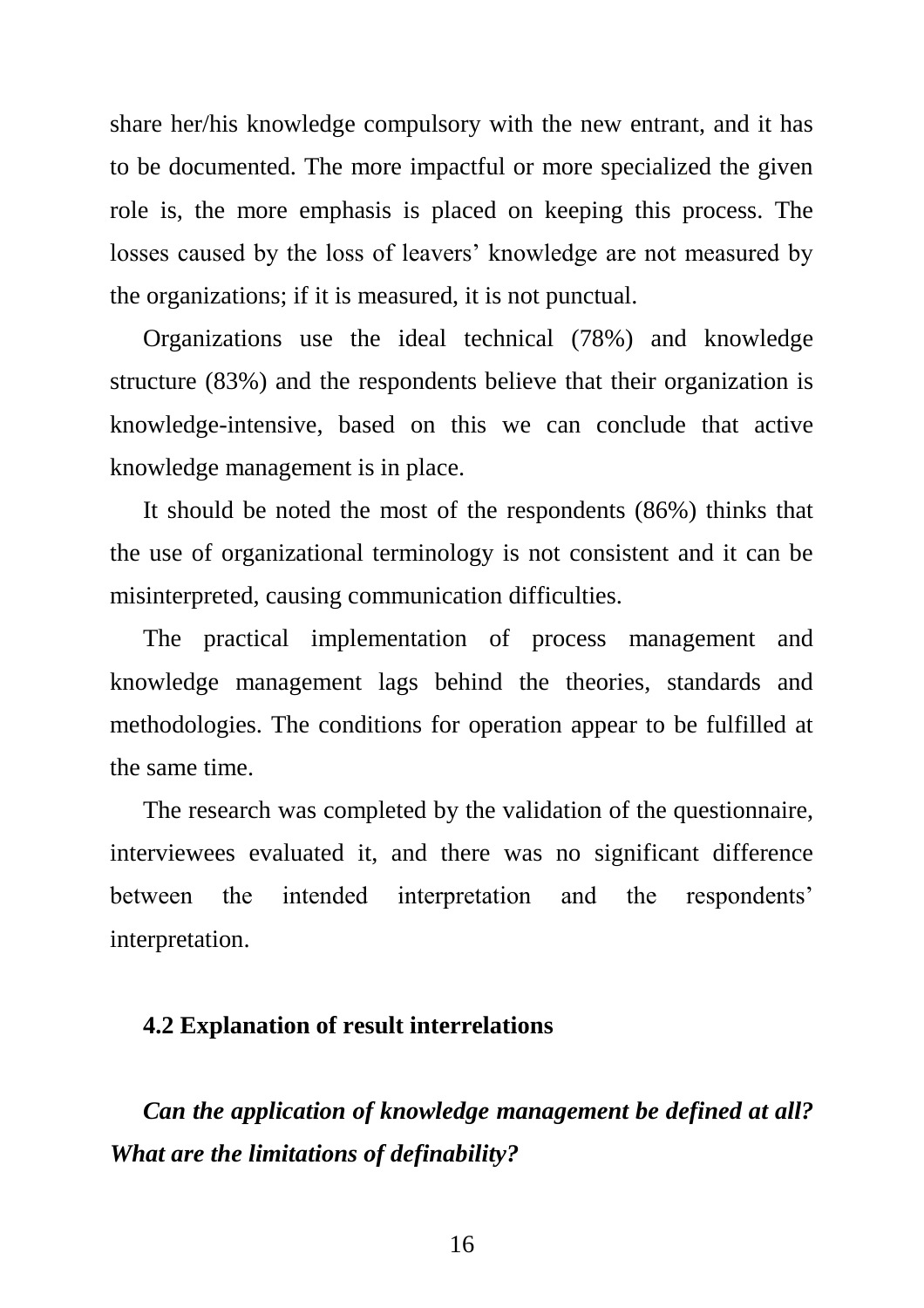share her/his knowledge compulsory with the new entrant, and it has to be documented. The more impactful or more specialized the given role is, the more emphasis is placed on keeping this process. The losses caused by the loss of leavers' knowledge are not measured by the organizations; if it is measured, it is not punctual.

Organizations use the ideal technical (78%) and knowledge structure (83%) and the respondents believe that their organization is knowledge-intensive, based on this we can conclude that active knowledge management is in place.

It should be noted the most of the respondents (86%) thinks that the use of organizational terminology is not consistent and it can be misinterpreted, causing communication difficulties.

The practical implementation of process management and knowledge management lags behind the theories, standards and methodologies. The conditions for operation appear to be fulfilled at the same time.

The research was completed by the validation of the questionnaire, interviewees evaluated it, and there was no significant difference between the intended interpretation and the respondents' interpretation.

### 4.2 Explanation of result interrelations

***Can the application of knowledge management be defined at all? What are the limitations of definability?***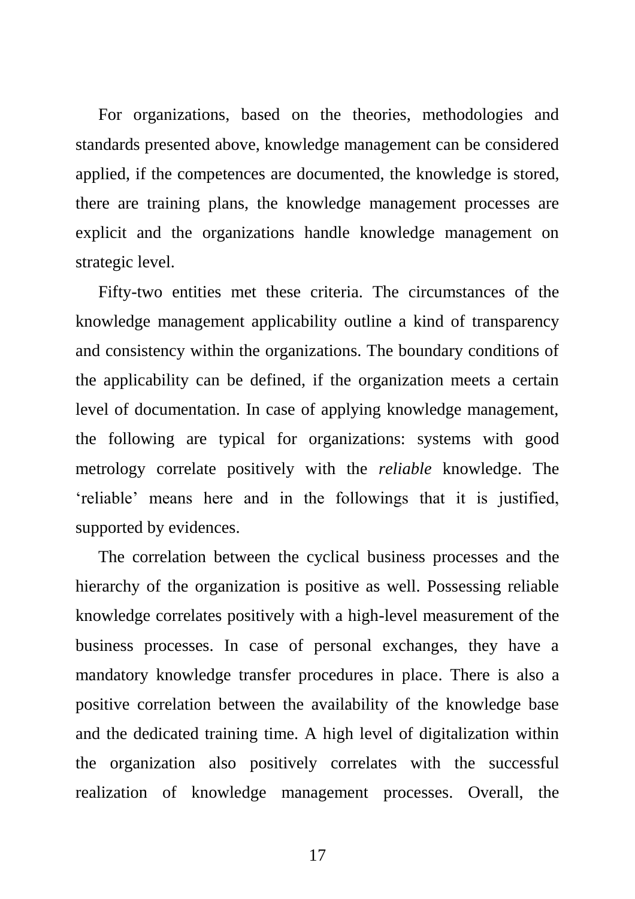For organizations, based on the theories, methodologies and standards presented above, knowledge management can be considered applied, if the competences are documented, the knowledge is stored, there are training plans, the knowledge management processes are explicit and the organizations handle knowledge management on strategic level.

Fifty-two entities met these criteria. The circumstances of the knowledge management applicability outline a kind of transparency and consistency within the organizations. The boundary conditions of the applicability can be defined, if the organization meets a certain level of documentation. In case of applying knowledge management, the following are typical for organizations: systems with good metrology correlate positively with the *reliable* knowledge. The 'reliable' means here and in the followings that it is justified, supported by evidences.

The correlation between the cyclical business processes and the hierarchy of the organization is positive as well. Possessing reliable knowledge correlates positively with a high-level measurement of the business processes. In case of personal exchanges, they have a mandatory knowledge transfer procedures in place. There is also a positive correlation between the availability of the knowledge base and the dedicated training time. A high level of digitalization within the organization also positively correlates with the successful realization of knowledge management processes. Overall, the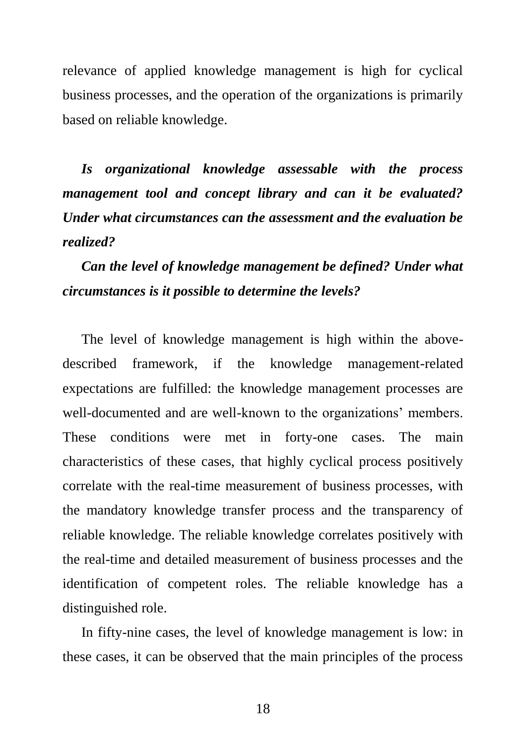relevance of applied knowledge management is high for cyclical business processes, and the operation of the organizations is primarily based on reliable knowledge.

***Is organizational knowledge assessable with the process management tool and concept library and can it be evaluated? Under what circumstances can the assessment and the evaluation be realized?***

***Can the level of knowledge management be defined? Under what circumstances is it possible to determine the levels?***

The level of knowledge management is high within the above-described framework, if the knowledge management-related expectations are fulfilled: the knowledge management processes are well-documented and are well-known to the organizations' members. These conditions were met in forty-one cases. The main characteristics of these cases, that highly cyclical process positively correlate with the real-time measurement of business processes, with the mandatory knowledge transfer process and the transparency of reliable knowledge. The reliable knowledge correlates positively with the real-time and detailed measurement of business processes and the identification of competent roles. The reliable knowledge has a distinguished role.

In fifty-nine cases, the level of knowledge management is low: in these cases, it can be observed that the main principles of the process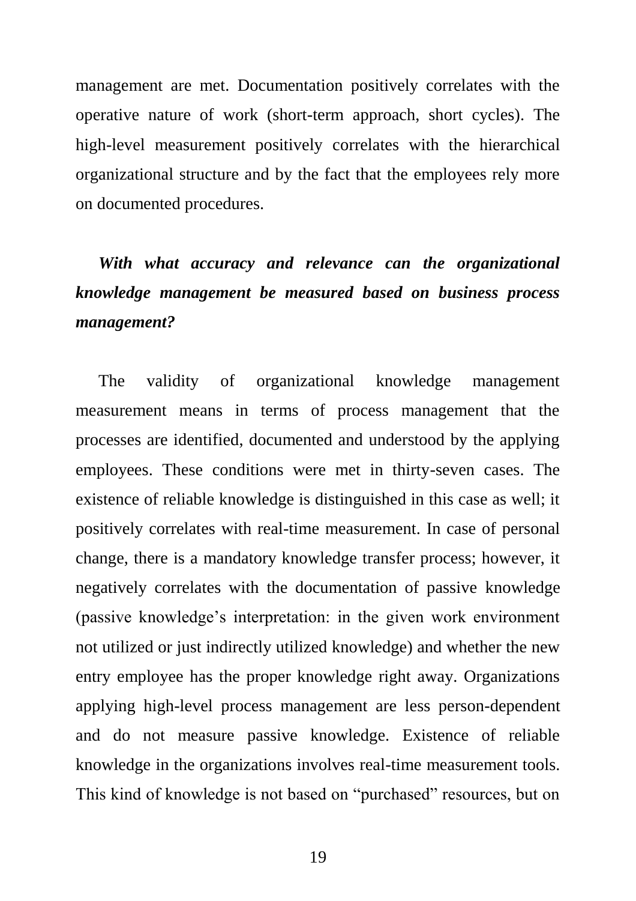management are met. Documentation positively correlates with the operative nature of work (short-term approach, short cycles). The high-level measurement positively correlates with the hierarchical organizational structure and by the fact that the employees rely more on documented procedures.

***With what accuracy and relevance can the organizational knowledge management be measured based on business process management?***

The validity of organizational knowledge management measurement means in terms of process management that the processes are identified, documented and understood by the applying employees. These conditions were met in thirty-seven cases. The existence of reliable knowledge is distinguished in this case as well; it positively correlates with real-time measurement. In case of personal change, there is a mandatory knowledge transfer process; however, it negatively correlates with the documentation of passive knowledge (passive knowledge's interpretation: in the given work environment not utilized or just indirectly utilized knowledge) and whether the new entry employee has the proper knowledge right away. Organizations applying high-level process management are less person-dependent and do not measure passive knowledge. Existence of reliable knowledge in the organizations involves real-time measurement tools. This kind of knowledge is not based on "purchased" resources, but on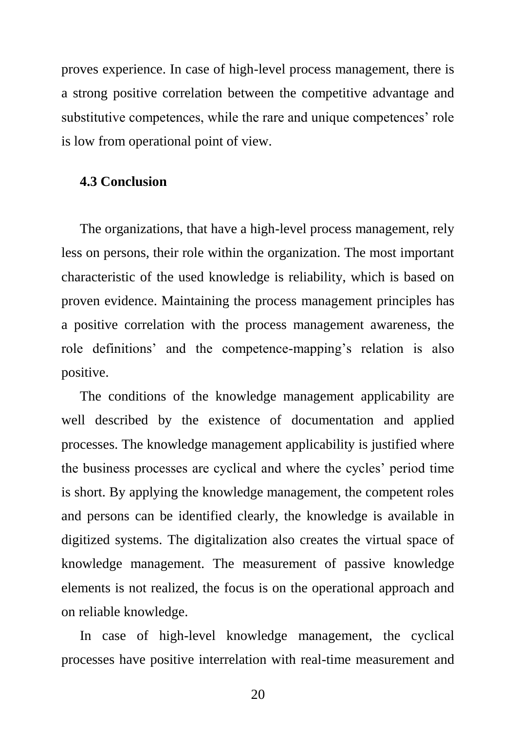proves experience. In case of high-level process management, there is a strong positive correlation between the competitive advantage and substitutive competences, while the rare and unique competences' role is low from operational point of view.

### 4.3 Conclusion

The organizations, that have a high-level process management, rely less on persons, their role within the organization. The most important characteristic of the used knowledge is reliability, which is based on proven evidence. Maintaining the process management principles has a positive correlation with the process management awareness, the role definitions' and the competence-mapping's relation is also positive.

The conditions of the knowledge management applicability are well described by the existence of documentation and applied processes. The knowledge management applicability is justified where the business processes are cyclical and where the cycles' period time is short. By applying the knowledge management, the competent roles and persons can be identified clearly, the knowledge is available in digitized systems. The digitalization also creates the virtual space of knowledge management. The measurement of passive knowledge elements is not realized, the focus is on the operational approach and on reliable knowledge.

In case of high-level knowledge management, the cyclical processes have positive interrelation with real-time measurement and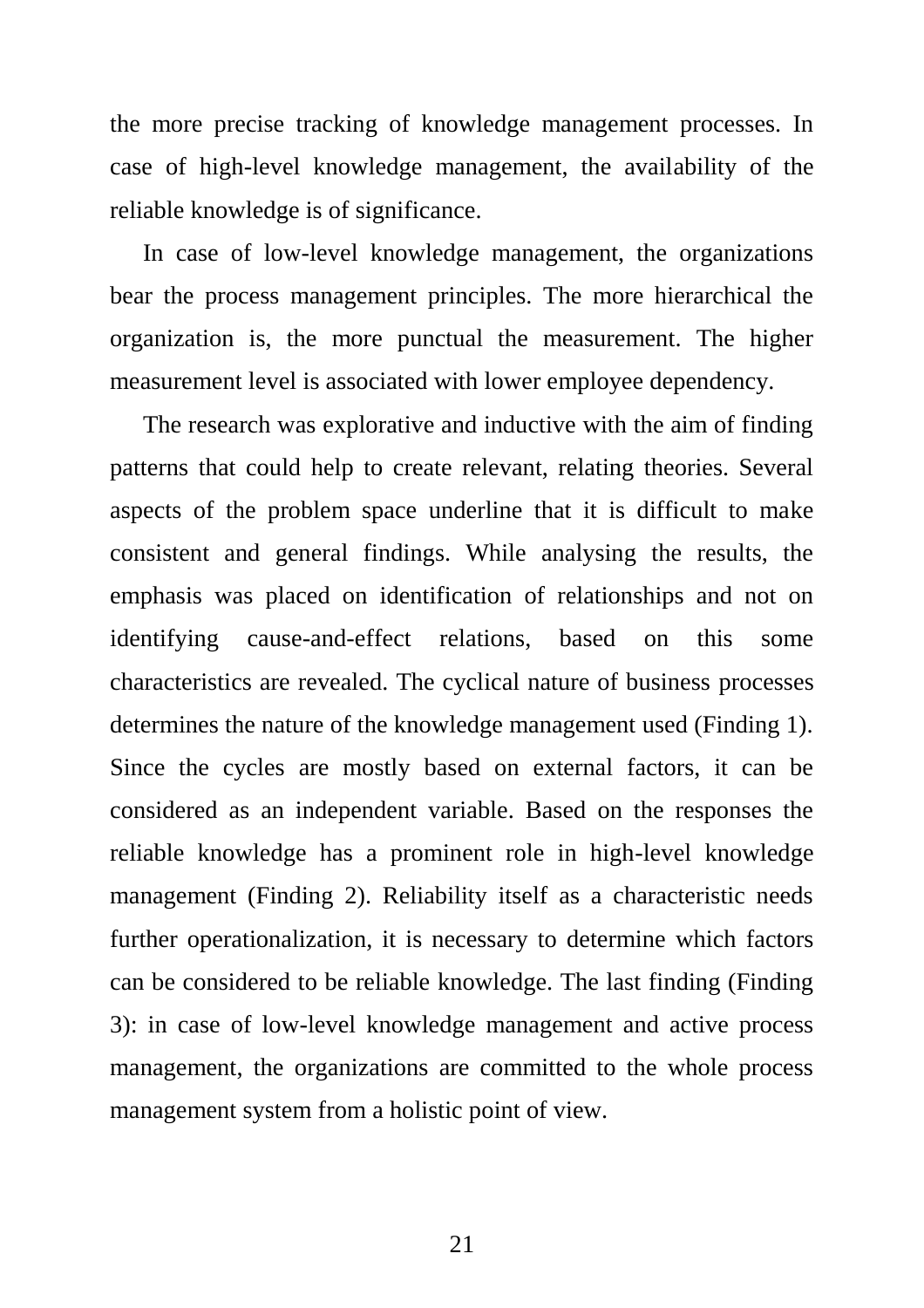the more precise tracking of knowledge management processes. In case of high-level knowledge management, the availability of the reliable knowledge is of significance.

In case of low-level knowledge management, the organizations bear the process management principles. The more hierarchical the organization is, the more punctual the measurement. The higher measurement level is associated with lower employee dependency.

The research was explorative and inductive with the aim of finding patterns that could help to create relevant, relating theories. Several aspects of the problem space underline that it is difficult to make consistent and general findings. While analysing the results, the emphasis was placed on identification of relationships and not on identifying cause-and-effect relations, based on this some characteristics are revealed. The cyclical nature of business processes determines the nature of the knowledge management used (Finding 1). Since the cycles are mostly based on external factors, it can be considered as an independent variable. Based on the responses the reliable knowledge has a prominent role in high-level knowledge management (Finding 2). Reliability itself as a characteristic needs further operationalization, it is necessary to determine which factors can be considered to be reliable knowledge. The last finding (Finding 3): in case of low-level knowledge management and active process management, the organizations are committed to the whole process management system from a holistic point of view.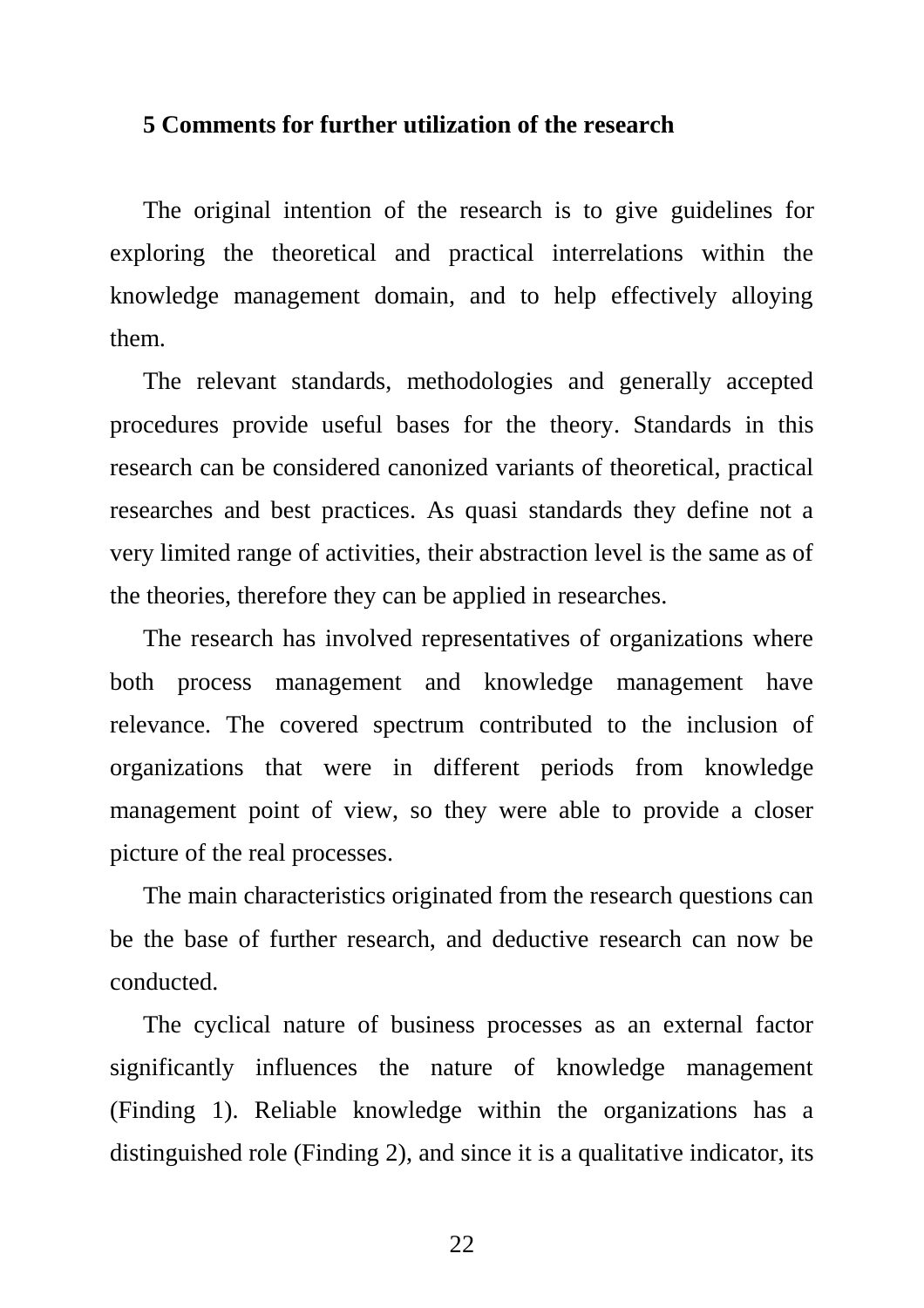## 5 Comments for further utilization of the research

The original intention of the research is to give guidelines for exploring the theoretical and practical interrelations within the knowledge management domain, and to help effectively alloying them.

The relevant standards, methodologies and generally accepted procedures provide useful bases for the theory. Standards in this research can be considered canonized variants of theoretical, practical researches and best practices. As quasi standards they define not a very limited range of activities, their abstraction level is the same as of the theories, therefore they can be applied in researches.

The research has involved representatives of organizations where both process management and knowledge management have relevance. The covered spectrum contributed to the inclusion of organizations that were in different periods from knowledge management point of view, so they were able to provide a closer picture of the real processes.

The main characteristics originated from the research questions can be the base of further research, and deductive research can now be conducted.

The cyclical nature of business processes as an external factor significantly influences the nature of knowledge management (Finding 1). Reliable knowledge within the organizations has a distinguished role (Finding 2), and since it is a qualitative indicator, its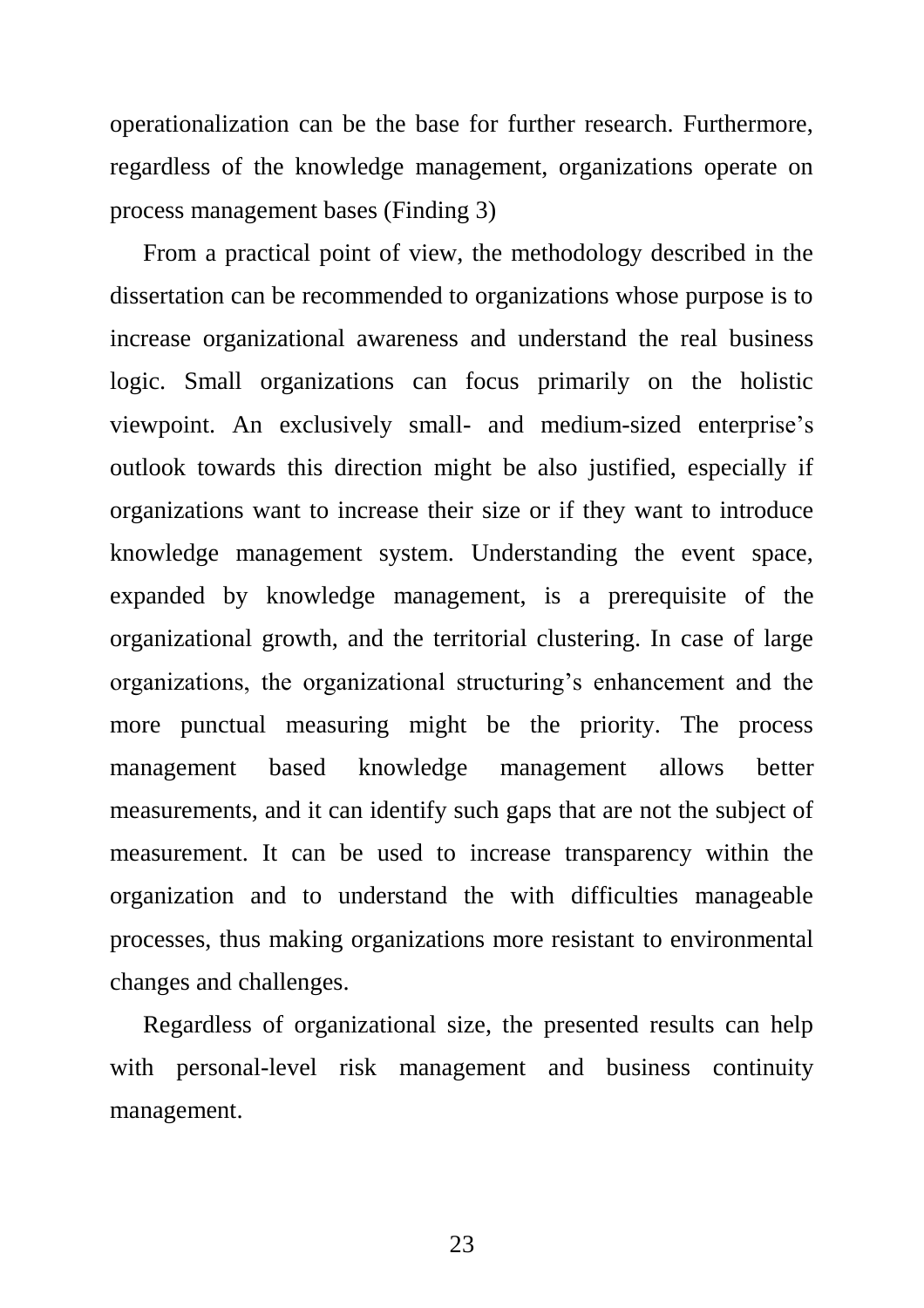operationalization can be the base for further research. Furthermore, regardless of the knowledge management, organizations operate on process management bases (Finding 3)

From a practical point of view, the methodology described in the dissertation can be recommended to organizations whose purpose is to increase organizational awareness and understand the real business logic. Small organizations can focus primarily on the holistic viewpoint. An exclusively small- and medium-sized enterprise's outlook towards this direction might be also justified, especially if organizations want to increase their size or if they want to introduce knowledge management system. Understanding the event space, expanded by knowledge management, is a prerequisite of the organizational growth, and the territorial clustering. In case of large organizations, the organizational structuring's enhancement and the more punctual measuring might be the priority. The process management based knowledge management allows better measurements, and it can identify such gaps that are not the subject of measurement. It can be used to increase transparency within the organization and to understand the with difficulties manageable processes, thus making organizations more resistant to environmental changes and challenges.

Regardless of organizational size, the presented results can help with personal-level risk management and business continuity management.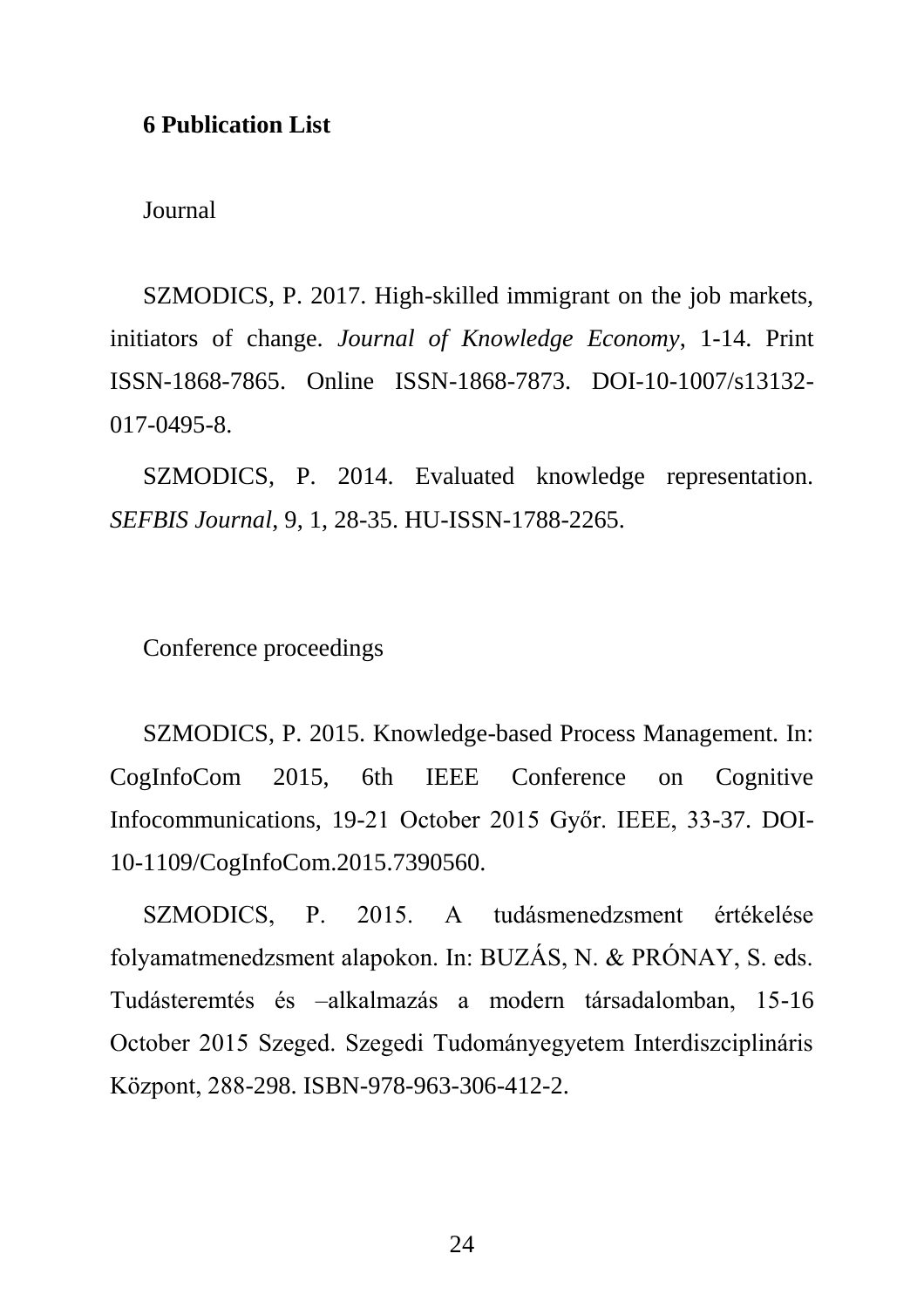## 6 Publication List

Journal

SZMODICS, P. 2017. High-skilled immigrant on the job markets, initiators of change. *Journal of Knowledge Economy*, 1-14. Print ISSN-1868-7865. Online ISSN-1868-7873. DOI-10-1007/s13132-017-0495-8.

SZMODICS, P. 2014. Evaluated knowledge representation. *SEFBIS Journal*, 9, 1, 28-35. HU-ISSN-1788-2265.

Conference proceedings

SZMODICS, P. 2015. Knowledge-based Process Management. In: CogInfoCom 2015, 6th IEEE Conference on Cognitive Infocommunications, 19-21 October 2015 Győr. IEEE, 33-37. DOI-10-1109/CogInfoCom.2015.7390560.

SZMODICS, P. 2015. A tudásmenedzsment értékelése folyamatmenedzsment alapokon. In: BUZÁS, N. & PRÓNAY, S. eds. Tudásteremtés és –alkalmazás a modern társadalomban, 15-16 October 2015 Szeged. Szegedi Tudományegyetem Interdiszciplináris Központ, 288-298. ISBN-978-963-306-412-2.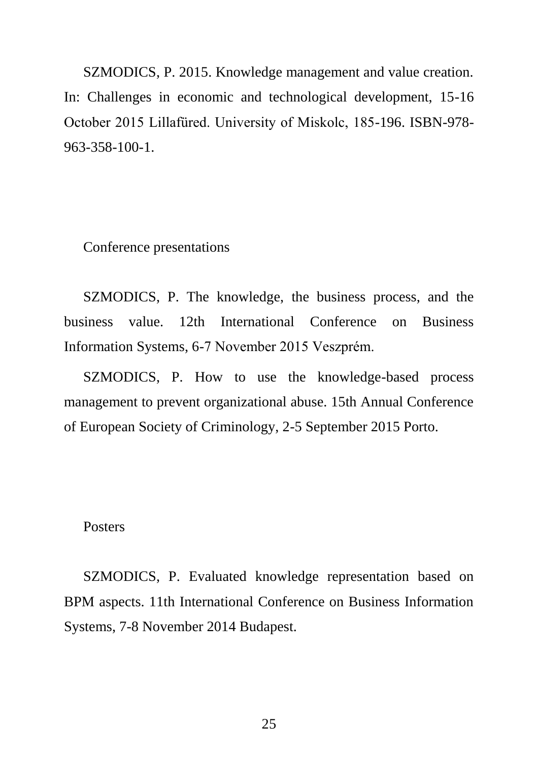SZMODICS, P. 2015. Knowledge management and value creation. In: Challenges in economic and technological development, 15-16 October 2015 Lillafüred. University of Miskolc, 185-196. ISBN-978-963-358-100-1.

### Conference presentations

SZMODICS, P. The knowledge, the business process, and the business value. 12th International Conference on Business Information Systems, 6-7 November 2015 Veszprém.

SZMODICS, P. How to use the knowledge-based process management to prevent organizational abuse. 15th Annual Conference of European Society of Criminology, 2-5 September 2015 Porto.

### Posters

SZMODICS, P. Evaluated knowledge representation based on BPM aspects. 11th International Conference on Business Information Systems, 7-8 November 2014 Budapest.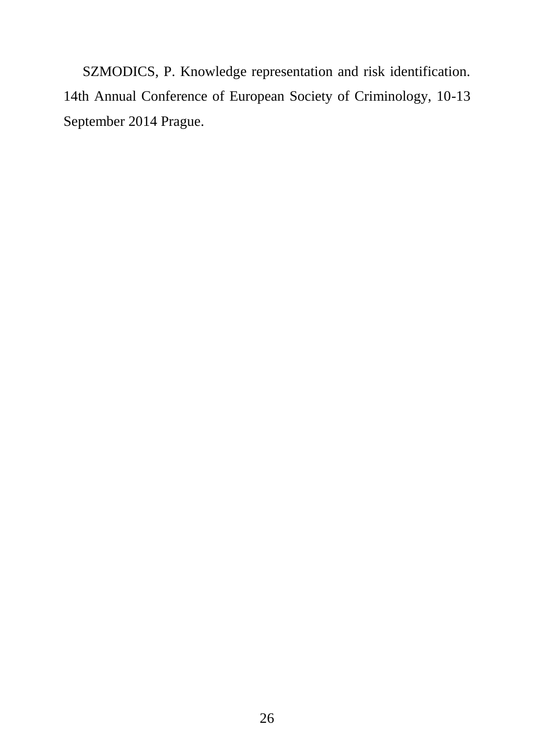SZMODICS, P. Knowledge representation and risk identification. 14th Annual Conference of European Society of Criminology, 10-13 September 2014 Prague.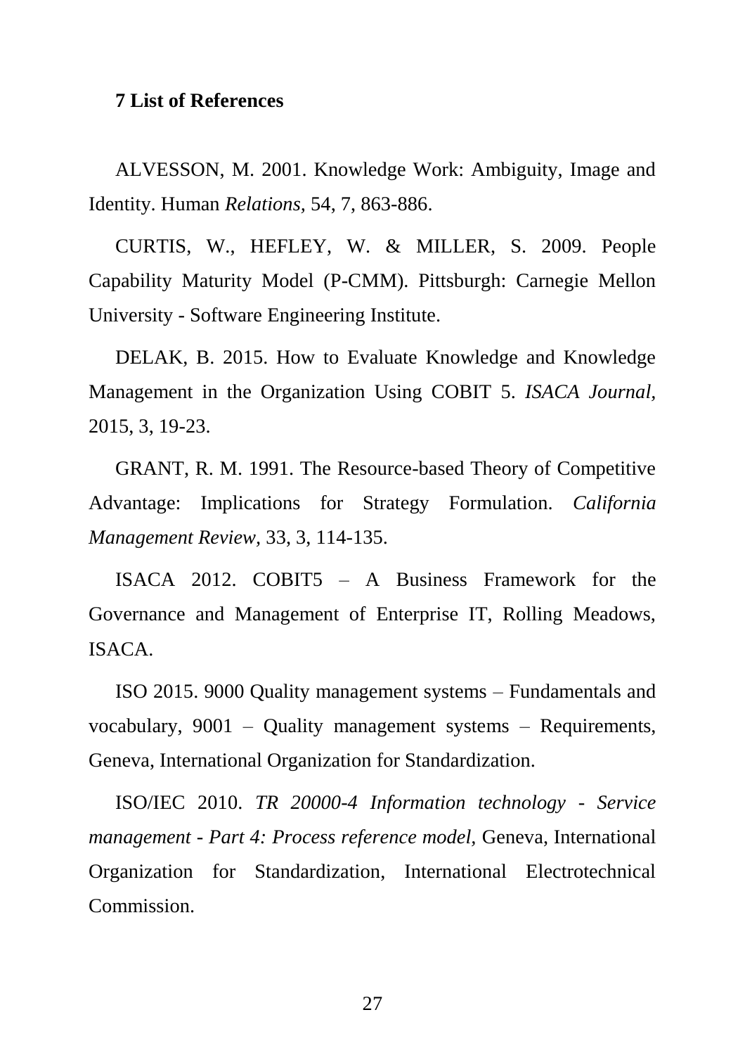## 7 List of References

ALVESSON, M. 2001. Knowledge Work: Ambiguity, Image and Identity. Human *Relations,* 54, 7, 863-886.

CURTIS, W., HEFLEY, W. & MILLER, S. 2009. People Capability Maturity Model (P-CMM). Pittsburgh: Carnegie Mellon University - Software Engineering Institute.

DELAK, B. 2015. How to Evaluate Knowledge and Knowledge Management in the Organization Using COBIT 5. *ISACA Journal,* 2015, 3, 19-23.

GRANT, R. M. 1991. The Resource-based Theory of Competitive Advantage: Implications for Strategy Formulation. *California Management Review,* 33, 3, 114-135.

ISACA 2012. COBIT5 – A Business Framework for the Governance and Management of Enterprise IT, Rolling Meadows, ISACA.

ISO 2015. 9000 Quality management systems – Fundamentals and vocabulary, 9001 – Quality management systems – Requirements, Geneva, International Organization for Standardization.

ISO/IEC 2010. *TR 20000-4 Information technology - Service management - Part 4: Process reference model,* Geneva, International Organization for Standardization, International Electrotechnical Commission.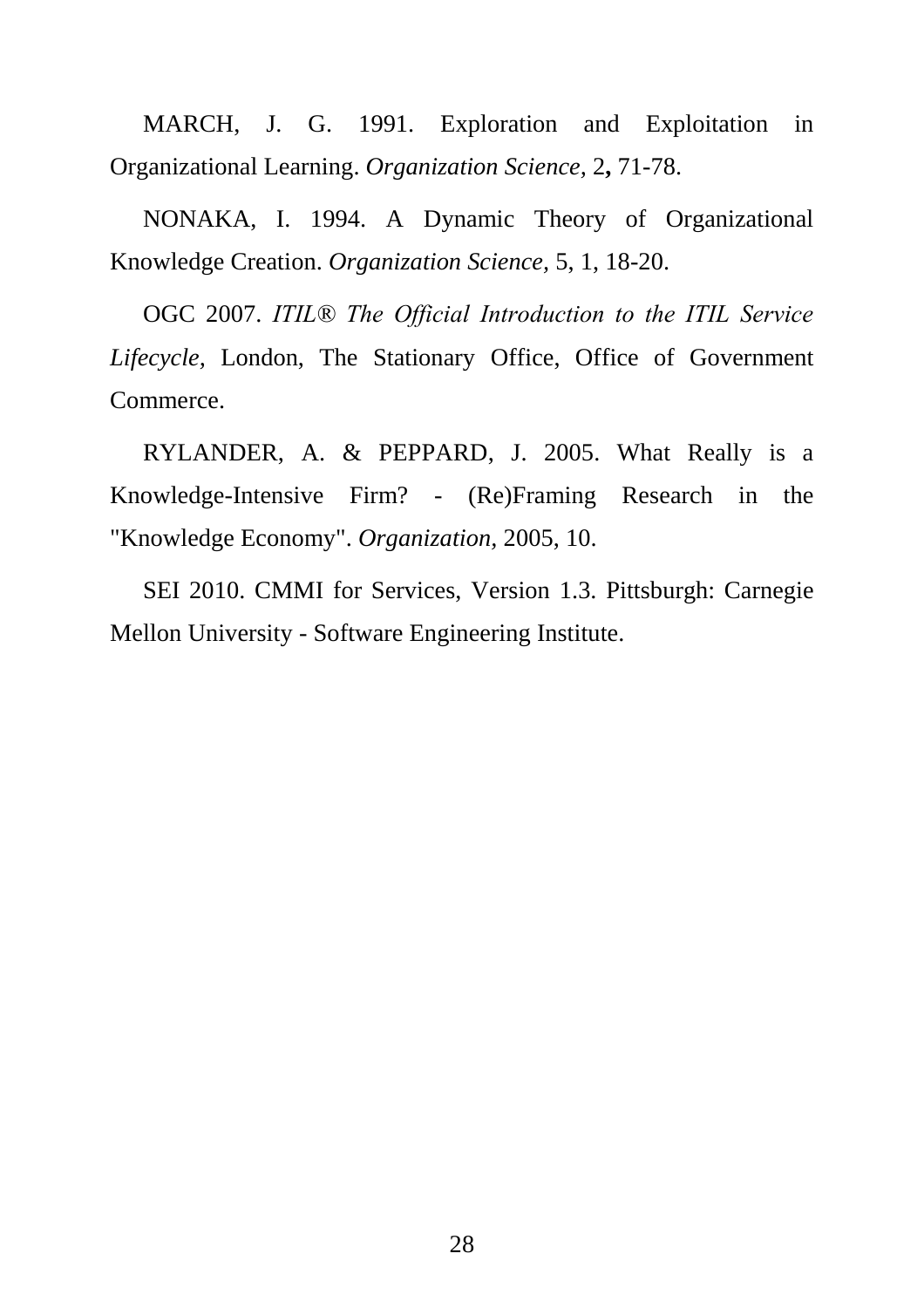MARCH, J. G. 1991. Exploration and Exploitation in Organizational Learning. *Organization Science,* 2**,** 71-78.

NONAKA, I. 1994. A Dynamic Theory of Organizational Knowledge Creation. *Organization Science,* 5, 1, 18-20.

OGC 2007. *ITIL® The Official Introduction to the ITIL Service Lifecycle*, London, The Stationary Office, Office of Government Commerce.

RYLANDER, A. & PEPPARD, J. 2005. What Really is a Knowledge-Intensive Firm? - (Re)Framing Research in the "Knowledge Economy". *Organization,* 2005, 10.

SEI 2010. CMMI for Services, Version 1.3. Pittsburgh: Carnegie Mellon University - Software Engineering Institute.